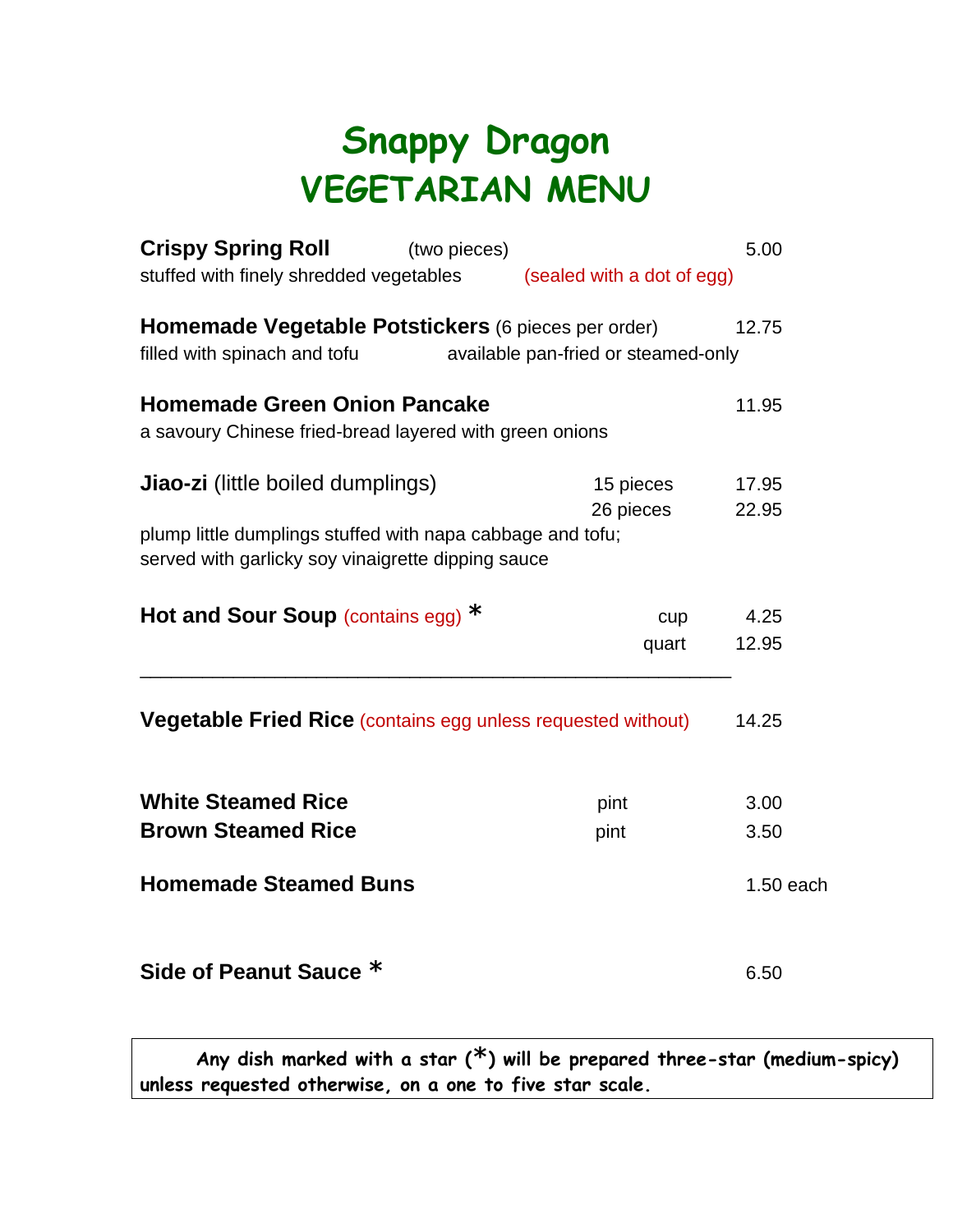# Snappy Dragon
# VEGETARIAN MENU

**Crispy Spring Roll** (two pieces) — 5.00
stuffed with finely shredded vegetables (sealed with a dot of egg)

**Homemade Vegetable Potstickers** (6 pieces per order) — 12.75
filled with spinach and tofu — available pan-fried or steamed-only

**Homemade Green Onion Pancake** — 11.95
a savoury Chinese fried-bread layered with green onions

**Jiao-zi** (little boiled dumplings)

| | |
|---|---|
| 15 pieces | 17.95 |
| 26 pieces | 22.95 |

plump little dumplings stuffed with napa cabbage and tofu;
served with garlicky soy vinaigrette dipping sauce

**Hot and Sour Soup** (contains egg) *

| | |
|---|---|
| cup | 4.25 |
| quart | 12.95 |

---

**Vegetable Fried Rice** (contains egg unless requested without) — 14.25

| | | |
|---|---|---|
| **White Steamed Rice** | pint | 3.00 |
| **Brown Steamed Rice** | pint | 3.50 |

**Homemade Steamed Buns** — 1.50 each

**Side of Peanut Sauce** * — 6.50

**Any dish marked with a star (*) will be prepared three-star (medium-spicy) unless requested otherwise, on a one to five star scale.**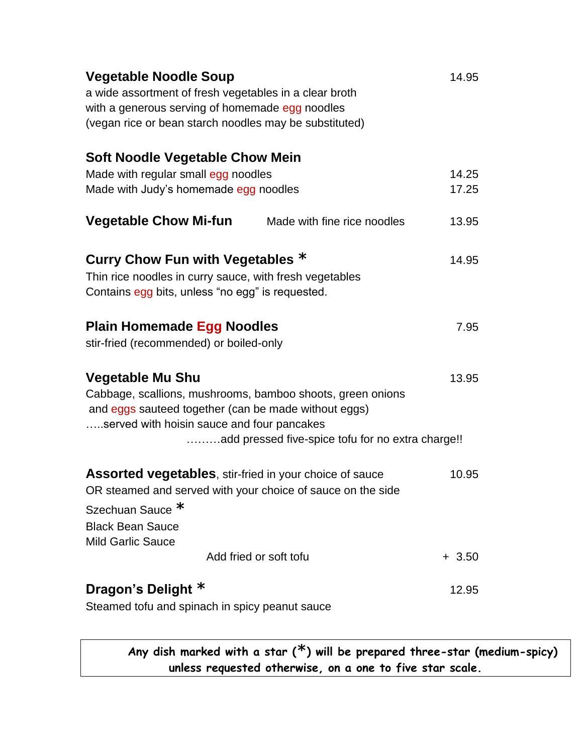### Vegetable Noodle Soup — 14.95

a wide assortment of fresh vegetables in a clear broth
with a generous serving of homemade egg noodles
(vegan rice or bean starch noodles may be substituted)

### Soft Noodle Vegetable Chow Mein

Made with regular small egg noodles — 14.25
Made with Judy's homemade egg noodles — 17.25

### Vegetable Chow Mi-fun — 13.95

Made with fine rice noodles

### Curry Chow Fun with Vegetables * — 14.95

Thin rice noodles in curry sauce, with fresh vegetables
Contains egg bits, unless "no egg" is requested.

### Plain Homemade Egg Noodles — 7.95

stir-fried (recommended) or boiled-only

### Vegetable Mu Shu — 13.95

Cabbage, scallions, mushrooms, bamboo shoots, green onions
and eggs sauteed together (can be made without eggs)
…..served with hoisin sauce and four pancakes
………add pressed five-spice tofu for no extra charge!!

### Assorted vegetables, stir-fried in your choice of sauce — 10.95

OR steamed and served with your choice of sauce on the side

Szechuan Sauce *
Black Bean Sauce
Mild Garlic Sauce

Add fried or soft tofu — + 3.50

### Dragon's Delight * — 12.95

Steamed tofu and spinach in spicy peanut sauce

**Any dish marked with a star (*) will be prepared three-star (medium-spicy) unless requested otherwise, on a one to five star scale.**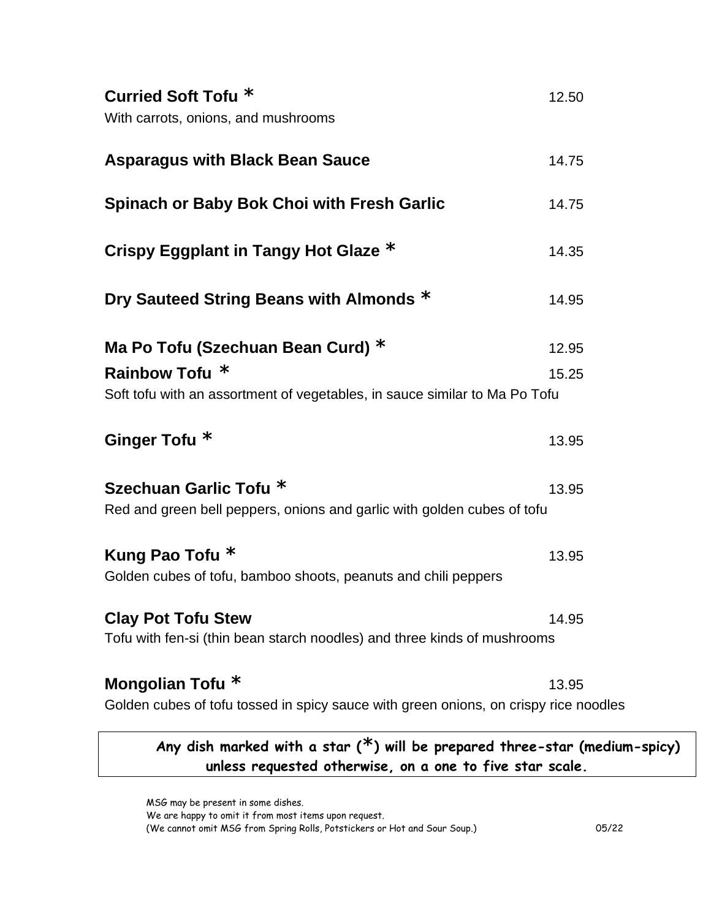**Curried Soft Tofu** * 12.50
With carrots, onions, and mushrooms

**Asparagus with Black Bean Sauce** 14.75

**Spinach or Baby Bok Choi with Fresh Garlic** 14.75

**Crispy Eggplant in Tangy Hot Glaze** * 14.35

**Dry Sauteed String Beans with Almonds** * 14.95

**Ma Po Tofu (Szechuan Bean Curd)** * 12.95

**Rainbow Tofu** * 15.25
Soft tofu with an assortment of vegetables, in sauce similar to Ma Po Tofu

**Ginger Tofu** * 13.95

**Szechuan Garlic Tofu** * 13.95
Red and green bell peppers, onions and garlic with golden cubes of tofu

**Kung Pao Tofu** * 13.95
Golden cubes of tofu, bamboo shoots, peanuts and chili peppers

**Clay Pot Tofu Stew** 14.95
Tofu with fen-si (thin bean starch noodles) and three kinds of mushrooms

**Mongolian Tofu** * 13.95
Golden cubes of tofu tossed in spicy sauce with green onions, on crispy rice noodles

**Any dish marked with a star (*) will be prepared three-star (medium-spicy) unless requested otherwise, on a one to five star scale.**

MSG may be present in some dishes.
We are happy to omit it from most items upon request.
(We cannot omit MSG from Spring Rolls, Potstickers or Hot and Sour Soup.)

05/22